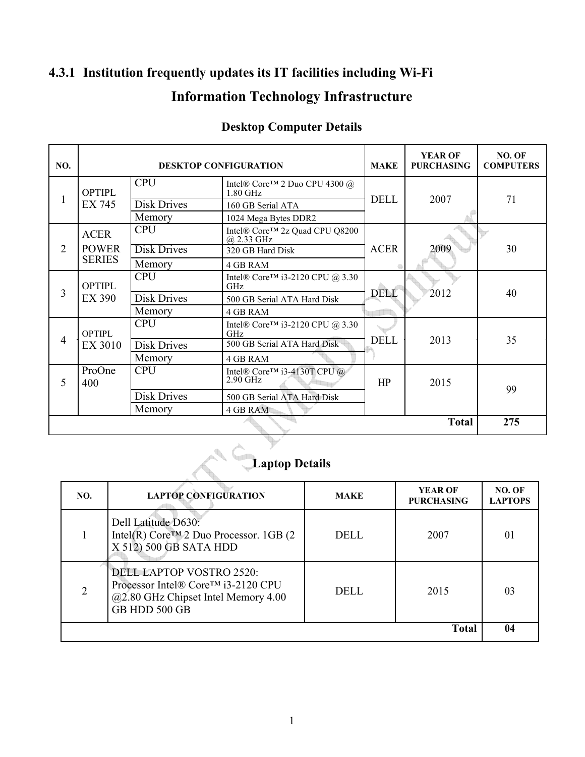### 4.3.1 Institution frequently updates its IT facilities including Wi-Fi

## Information Technology Infrastructure

### Desktop Computer Details

| NO. | DESKTOP CONFIGURATION | | | MAKE | YEAR OF PURCHASING | NO. OF COMPUTERS |
|---|---|---|---|---|---|---|
| 1 | OPTIPLEX 745 | CPU | Intel® Core™ 2 Duo CPU 4300 @ 1.80 GHz | DELL | 2007 | 71 |
| | | Disk Drives | 160 GB Serial ATA | | | |
| | | Memory | 1024 Mega Bytes DDR2 | | | |
| 2 | ACER POWER SERIES | CPU | Intel® Core™ 2z Quad CPU Q8200 @ 2.33 GHz | ACER | 2009 | 30 |
| | | Disk Drives | 320 GB Hard Disk | | | |
| | | Memory | 4 GB RAM | | | |
| 3 | OPTIPLEX 390 | CPU | Intel® Core™ i3-2120 CPU @ 3.30 GHz | DELL | 2012 | 40 |
| | | Disk Drives | 500 GB Serial ATA Hard Disk | | | |
| | | Memory | 4 GB RAM | | | |
| 4 | OPTIPLEX 3010 | CPU | Intel® Core™ i3-2120 CPU @ 3.30 GHz | DELL | 2013 | 35 |
| | | Disk Drives | 500 GB Serial ATA Hard Disk | | | |
| | | Memory | 4 GB RAM | | | |
| 5 | ProOne 400 | CPU | Intel® Core™ i3-4130T CPU @ 2.90 GHz | HP | 2015 | 99 |
| | | Disk Drives | 500 GB Serial ATA Hard Disk | | | |
| | | Memory | 4 GB RAM | | | |
| | | | | | **Total** | **275** |

### Laptop Details

| NO. | LAPTOP CONFIGURATION | MAKE | YEAR OF PURCHASING | NO. OF LAPTOPS |
|---|---|---|---|---|
| 1 | Dell Latitude D630: Intel(R) Core™ 2 Duo Processor. 1GB (2 X 512) 500 GB SATA HDD | DELL | 2007 | 01 |
| 2 | DELL LAPTOP VOSTRO 2520: Processor Intel® Core™ i3-2120 CPU @2.80 GHz Chipset Intel Memory 4.00 GB HDD 500 GB | DELL | 2015 | 03 |
| | | | **Total** | **04** |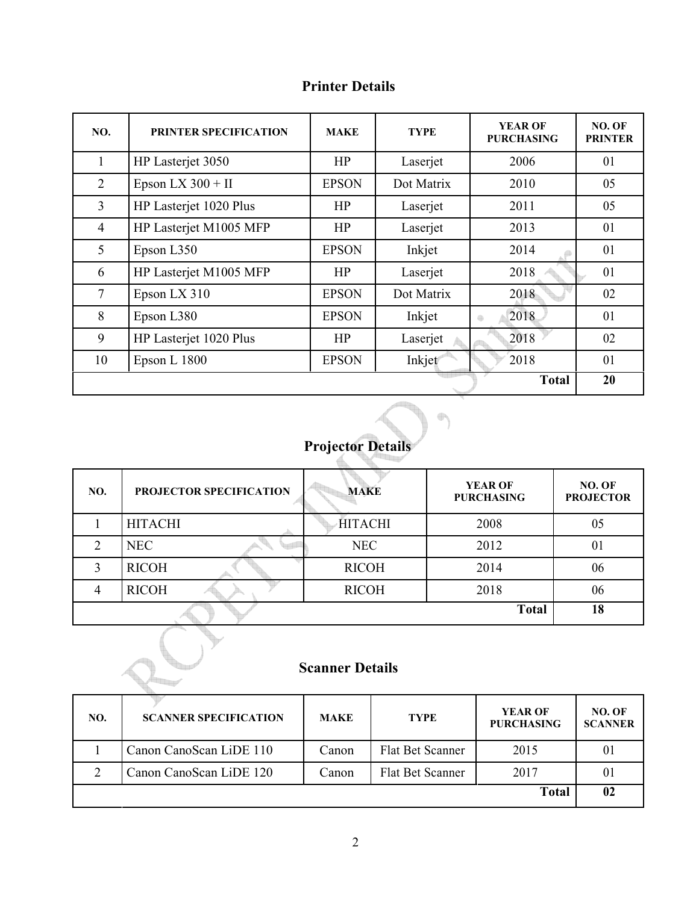## Printer Details

| NO. | PRINTER SPECIFICATION | MAKE | TYPE | YEAR OF PURCHASING | NO. OF PRINTER |
|---|---|---|---|---|---|
| 1 | HP Lasterjet 3050 | HP | Laserjet | 2006 | 01 |
| 2 | Epson LX 300 + II | EPSON | Dot Matrix | 2010 | 05 |
| 3 | HP Lasterjet 1020 Plus | HP | Laserjet | 2011 | 05 |
| 4 | HP Lasterjet M1005 MFP | HP | Laserjet | 2013 | 01 |
| 5 | Epson L350 | EPSON | Inkjet | 2014 | 01 |
| 6 | HP Lasterjet M1005 MFP | HP | Laserjet | 2018 | 01 |
| 7 | Epson LX 310 | EPSON | Dot Matrix | 2018 | 02 |
| 8 | Epson L380 | EPSON | Inkjet | 2018 | 01 |
| 9 | HP Lasterjet 1020 Plus | HP | Laserjet | 2018 | 02 |
| 10 | Epson L 1800 | EPSON | Inkjet | 2018 | 01 |
| | | | | **Total** | **20** |

## Projector Details

| NO. | PROJECTOR SPECIFICATION | MAKE | YEAR OF PURCHASING | NO. OF PROJECTOR |
|---|---|---|---|---|
| 1 | HITACHI | HITACHI | 2008 | 05 |
| 2 | NEC | NEC | 2012 | 01 |
| 3 | RICOH | RICOH | 2014 | 06 |
| 4 | RICOH | RICOH | 2018 | 06 |
| | | | **Total** | **18** |

## Scanner Details

| NO. | SCANNER SPECIFICATION | MAKE | TYPE | YEAR OF PURCHASING | NO. OF SCANNER |
|---|---|---|---|---|---|
| 1 | Canon CanoScan LiDE 110 | Canon | Flat Bet Scanner | 2015 | 01 |
| 2 | Canon CanoScan LiDE 120 | Canon | Flat Bet Scanner | 2017 | 01 |
| | | | | **Total** | **02** |